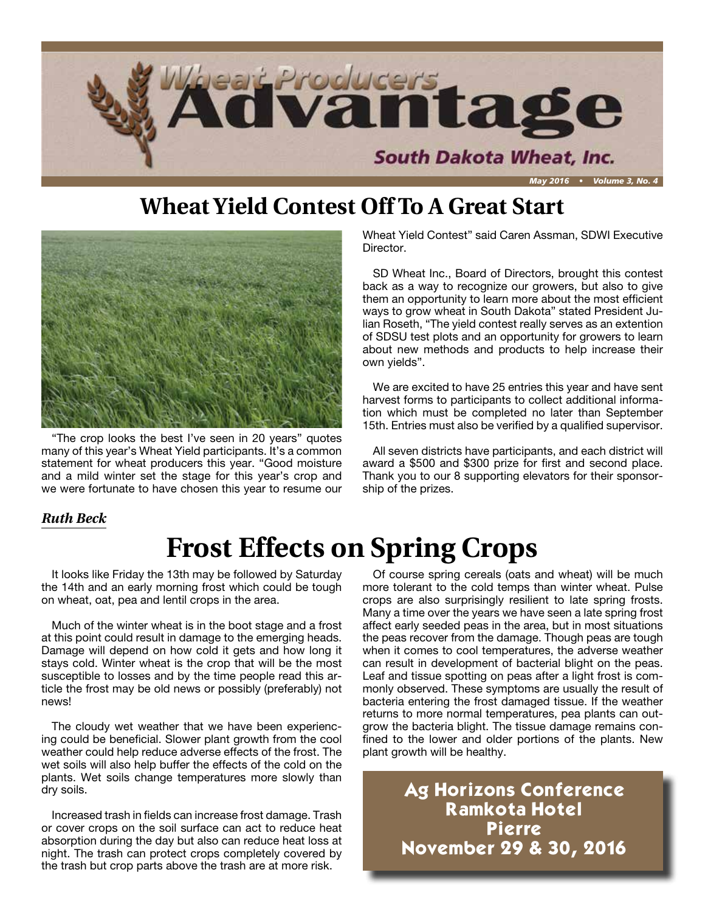# Wheat Producers Advantage

**South Dakota Wheat, Inc.**

*May 2016 • Volume 3, No. 4*

## Wheat Yield Contest Off To A Great Start

"The crop looks the best I've seen in 20 years" quotes many of this year's Wheat Yield participants. It's a common statement for wheat producers this year. "Good moisture and a mild winter set the stage for this year's crop and we were fortunate to have chosen this year to resume our Wheat Yield Contest" said Caren Assman, SDWI Executive Director.

SD Wheat Inc., Board of Directors, brought this contest back as a way to recognize our growers, but also to give them an opportunity to learn more about the most efficient ways to grow wheat in South Dakota" stated President Julian Roseth, "The yield contest really serves as an extention of SDSU test plots and an opportunity for growers to learn about new methods and products to help increase their own yields".

We are excited to have 25 entries this year and have sent harvest forms to participants to collect additional information which must be completed no later than September 15th. Entries must also be verified by a qualified supervisor.

All seven districts have participants, and each district will award a $500 and $300 prize for first and second place. Thank you to our 8 supporting elevators for their sponsorship of the prizes.

*Ruth Beck*

## Frost Effects on Spring Crops

It looks like Friday the 13th may be followed by Saturday the 14th and an early morning frost which could be tough on wheat, oat, pea and lentil crops in the area.

Much of the winter wheat is in the boot stage and a frost at this point could result in damage to the emerging heads. Damage will depend on how cold it gets and how long it stays cold. Winter wheat is the crop that will be the most susceptible to losses and by the time people read this article the frost may be old news or possibly (preferably) not news!

The cloudy wet weather that we have been experiencing could be beneficial. Slower plant growth from the cool weather could help reduce adverse effects of the frost. The wet soils will also help buffer the effects of the cold on the plants. Wet soils change temperatures more slowly than dry soils.

Increased trash in fields can increase frost damage. Trash or cover crops on the soil surface can act to reduce heat absorption during the day but also can reduce heat loss at night. The trash can protect crops completely covered by the trash but crop parts above the trash are at more risk.

Of course spring cereals (oats and wheat) will be much more tolerant to the cold temps than winter wheat. Pulse crops are also surprisingly resilient to late spring frosts. Many a time over the years we have seen a late spring frost affect early seeded peas in the area, but in most situations the peas recover from the damage. Though peas are tough when it comes to cool temperatures, the adverse weather can result in development of bacterial blight on the peas. Leaf and tissue spotting on peas after a light frost is commonly observed. These symptoms are usually the result of bacteria entering the frost damaged tissue. If the weather returns to more normal temperatures, pea plants can outgrow the bacteria blight. The tissue damage remains confined to the lower and older portions of the plants. New plant growth will be healthy.

**Ag Horizons Conference**
**Ramkota Hotel**
**Pierre**
**November 29 & 30, 2016**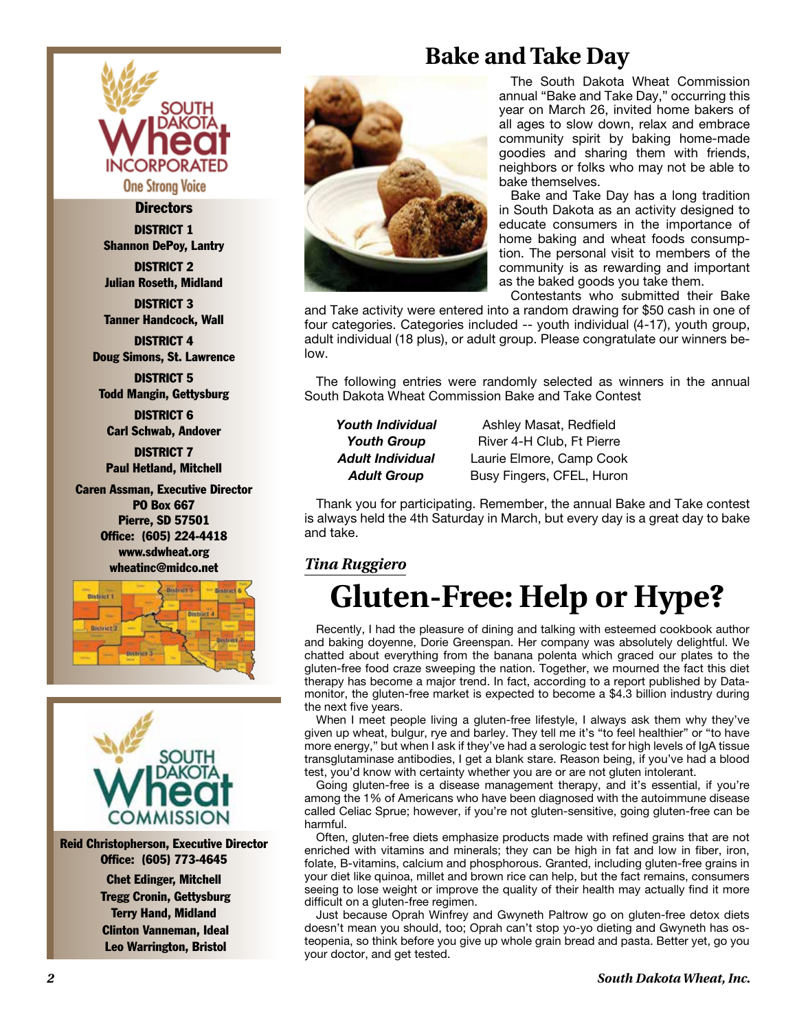South Dakota Wheat Incorporated
One Strong Voice

### Directors

**DISTRICT 1**
Shannon DePoy, Lantry

**DISTRICT 2**
Julian Roseth, Midland

**DISTRICT 3**
Tanner Handcock, Wall

**DISTRICT 4**
Doug Simons, St. Lawrence

**DISTRICT 5**
Todd Mangin, Gettysburg

**DISTRICT 6**
Carl Schwab, Andover

**DISTRICT 7**
Paul Hetland, Mitchell

**Caren Assman, Executive Director**
PO Box 667
Pierre, SD 57501
Office: (605) 224-4418
www.sdwheat.org
wheatinc@midco.net

South Dakota Wheat Commission

**Reid Christopherson, Executive Director**
Office: (605) 773-4645

Chet Edinger, Mitchell
Tregg Cronin, Gettysburg
Terry Hand, Midland
Clinton Vanneman, Ideal
Leo Warrington, Bristol

# Bake and Take Day

The South Dakota Wheat Commission annual "Bake and Take Day," occurring this year on March 26, invited home bakers of all ages to slow down, relax and embrace community spirit by baking home-made goodies and sharing them with friends, neighbors or folks who may not be able to bake themselves.

Bake and Take Day has a long tradition in South Dakota as an activity designed to educate consumers in the importance of home baking and wheat foods consumption. The personal visit to members of the community is as rewarding and important as the baked goods you take them.

Contestants who submitted their Bake and Take activity were entered into a random drawing for $50 cash in one of four categories. Categories included -- youth individual (4-17), youth group, adult individual (18 plus), or adult group. Please congratulate our winners below.

The following entries were randomly selected as winners in the annual South Dakota Wheat Commission Bake and Take Contest

| | |
|---|---|
| ***Youth Individual*** | Ashley Masat, Redfield |
| ***Youth Group*** | River 4-H Club, Ft Pierre |
| ***Adult Individual*** | Laurie Elmore, Camp Cook |
| ***Adult Group*** | Busy Fingers, CFEL, Huron |

Thank you for participating. Remember, the annual Bake and Take contest is always held the 4th Saturday in March, but every day is a great day to bake and take.

***Tina Ruggiero***

# Gluten-Free: Help or Hype?

Recently, I had the pleasure of dining and talking with esteemed cookbook author and baking doyenne, Dorie Greenspan. Her company was absolutely delightful. We chatted about everything from the banana polenta which graced our plates to the gluten-free food craze sweeping the nation. Together, we mourned the fact this diet therapy has become a major trend. In fact, according to a report published by Datamonitor, the gluten-free market is expected to become a $4.3 billion industry during the next five years.

When I meet people living a gluten-free lifestyle, I always ask them why they've given up wheat, bulgur, rye and barley. They tell me it's "to feel healthier" or "to have more energy," but when I ask if they've had a serologic test for high levels of IgA tissue transglutaminase antibodies, I get a blank stare. Reason being, if you've had a blood test, you'd know with certainty whether you are or are not gluten intolerant.

Going gluten-free is a disease management therapy, and it's essential, if you're among the 1% of Americans who have been diagnosed with the autoimmune disease called Celiac Sprue; however, if you're not gluten-sensitive, going gluten-free can be harmful.

Often, gluten-free diets emphasize products made with refined grains that are not enriched with vitamins and minerals; they can be high in fat and low in fiber, iron, folate, B-vitamins, calcium and phosphorous. Granted, including gluten-free grains in your diet like quinoa, millet and brown rice can help, but the fact remains, consumers seeing to lose weight or improve the quality of their health may actually find it more difficult on a gluten-free regimen.

Just because Oprah Winfrey and Gwyneth Paltrow go on gluten-free detox diets doesn't mean you should, too; Oprah can't stop yo-yo dieting and Gwyneth has osteopenia, so think before you give up whole grain bread and pasta. Better yet, go you your doctor, and get tested.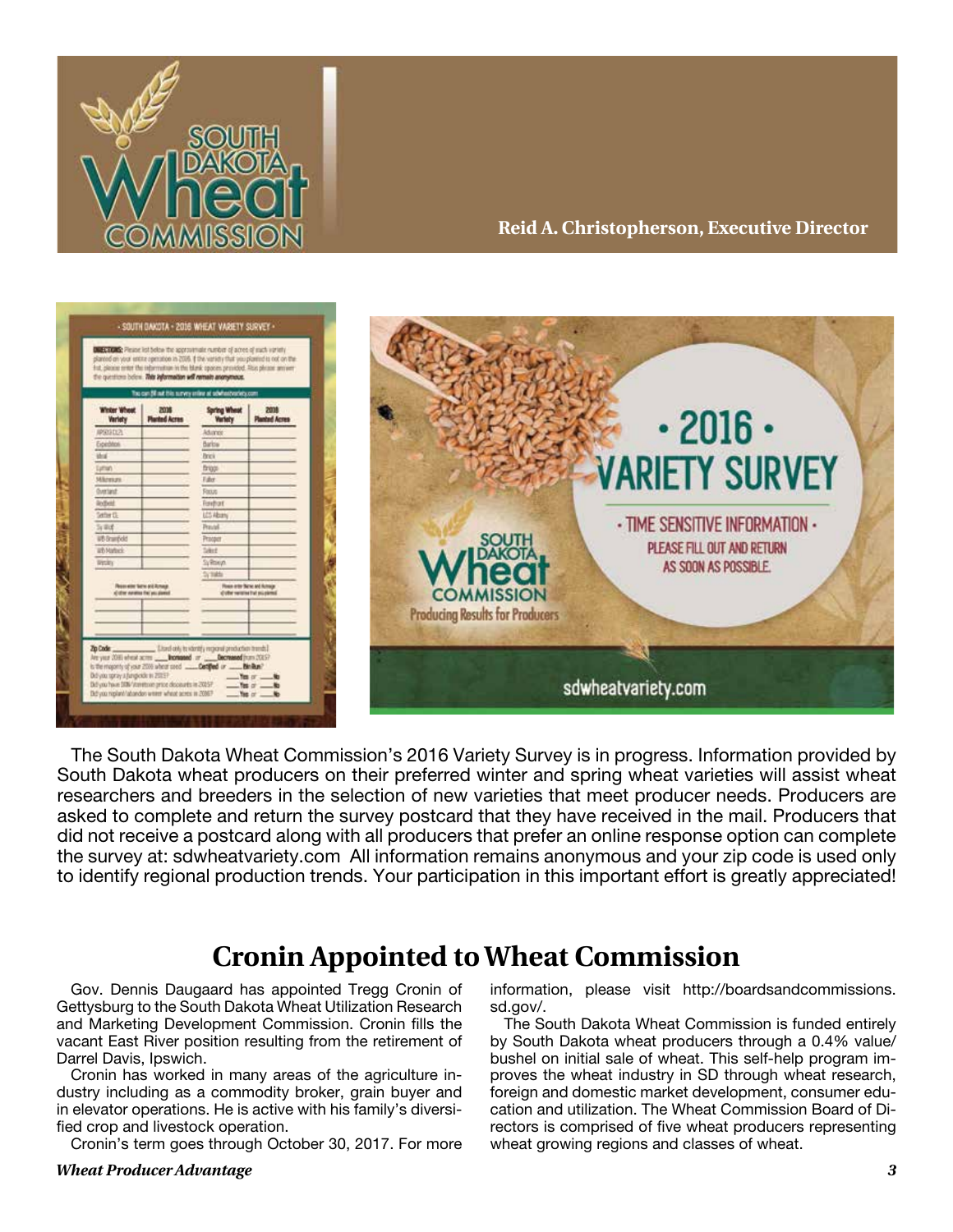**Reid A. Christopherson, Executive Director**

The South Dakota Wheat Commission's 2016 Variety Survey is in progress. Information provided by South Dakota wheat producers on their preferred winter and spring wheat varieties will assist wheat researchers and breeders in the selection of new varieties that meet producer needs. Producers are asked to complete and return the survey postcard that they have received in the mail. Producers that did not receive a postcard along with all producers that prefer an online response option can complete the survey at: sdwheatvariety.com All information remains anonymous and your zip code is used only to identify regional production trends. Your participation in this important effort is greatly appreciated!

## Cronin Appointed to Wheat Commission

Gov. Dennis Daugaard has appointed Tregg Cronin of Gettysburg to the South Dakota Wheat Utilization Research and Marketing Development Commission. Cronin fills the vacant East River position resulting from the retirement of Darrel Davis, Ipswich.

Cronin has worked in many areas of the agriculture industry including as a commodity broker, grain buyer and in elevator operations. He is active with his family's diversified crop and livestock operation.

Cronin's term goes through October 30, 2017. For more information, please visit http://boardsandcommissions.sd.gov/.

The South Dakota Wheat Commission is funded entirely by South Dakota wheat producers through a 0.4% value/bushel on initial sale of wheat. This self-help program improves the wheat industry in SD through wheat research, foreign and domestic market development, consumer education and utilization. The Wheat Commission Board of Directors is comprised of five wheat producers representing wheat growing regions and classes of wheat.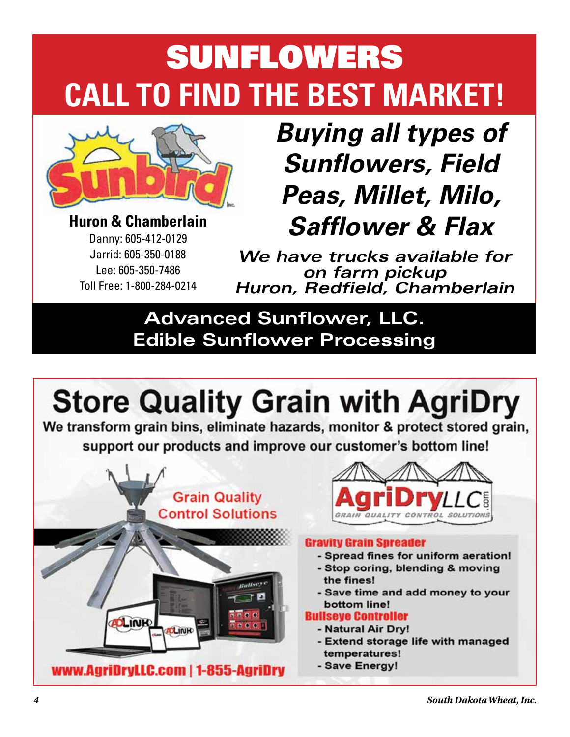# SUNFLOWERS
## CALL TO FIND THE BEST MARKET!

Sunbird Inc.

**Huron & Chamberlain**

Danny: 605-412-0129
Jarrid: 605-350-0188
Lee: 605-350-7486
Toll Free: 1-800-284-0214

***Buying all types of Sunflowers, Field Peas, Millet, Milo, Safflower & Flax***

***We have trucks available for on farm pickup***
***Huron, Redfield, Chamberlain***

**Advanced Sunflower, LLC.**
**Edible Sunflower Processing**

---

# Store Quality Grain with AgriDry

**We transform grain bins, eliminate hazards, monitor & protect stored grain, support our products and improve our customer's bottom line!**

Grain Quality Control Solutions

AgriDry LLC .com
GRAIN QUALITY CONTROL SOLUTIONS

**Gravity Grain Spreader**

- Spread fines for uniform aeration!
- Stop coring, blending & moving the fines!
- Save time and add money to your bottom line!

**Bullseye Controller**

- Natural Air Dry!
- Extend storage life with managed temperatures!
- Save Energy!

**www.AgriDryLLC.com | 1-855-AgriDry**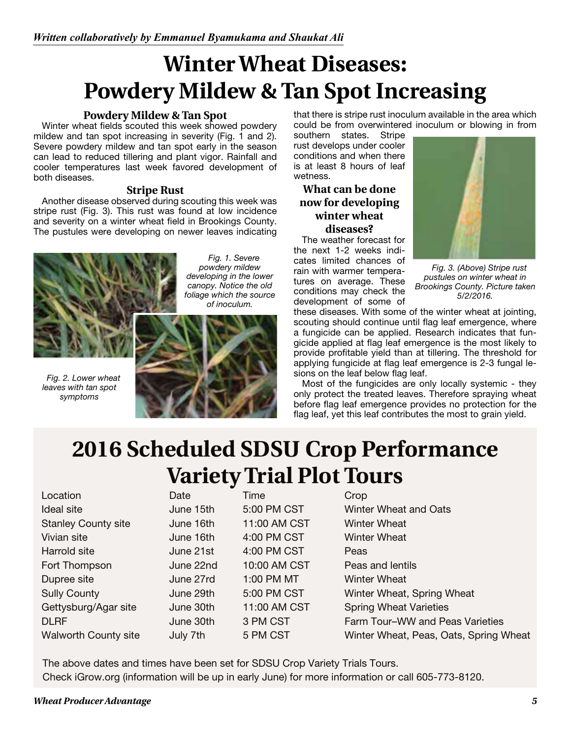*Written collaboratively by Emmanuel Byamukama and Shaukat Ali*

# Winter Wheat Diseases: Powdery Mildew & Tan Spot Increasing

### Powdery Mildew & Tan Spot

Winter wheat fields scouted this week showed powdery mildew and tan spot increasing in severity (Fig. 1 and 2). Severe powdery mildew and tan spot early in the season can lead to reduced tillering and plant vigor. Rainfall and cooler temperatures last week favored development of both diseases.

### Stripe Rust

Another disease observed during scouting this week was stripe rust (Fig. 3). This rust was found at low incidence and severity on a winter wheat field in Brookings County. The pustules were developing on newer leaves indicating that there is stripe rust inoculum available in the area which could be from overwintered inoculum or blowing in from southern states. Stripe rust develops under cooler conditions and when there is at least 8 hours of leaf wetness.

*Fig. 1. Severe powdery mildew developing in the lower canopy. Notice the old foliage which the source of inoculum.*

*Fig. 2. Lower wheat leaves with tan spot symptoms*

*Fig. 3. (Above) Stripe rust pustules on winter wheat in Brookings County. Picture taken 5/2/2016.*

### What can be done now for developing winter wheat diseases?

The weather forecast for the next 1-2 weeks indicates limited chances of rain with warmer temperatures on average. These conditions may check the development of some of these diseases. With some of the winter wheat at jointing, scouting should continue until flag leaf emergence, where a fungicide can be applied. Research indicates that fungicide applied at flag leaf emergence is the most likely to provide profitable yield than at tillering. The threshold for applying fungicide at flag leaf emergence is 2-3 fungal lesions on the leaf below flag leaf.

Most of the fungicides are only locally systemic - they only protect the treated leaves. Therefore spraying wheat before flag leaf emergence provides no protection for the flag leaf, yet this leaf contributes the most to grain yield.

# 2016 Scheduled SDSU Crop Performance Variety Trial Plot Tours

| Location | Date | Time | Crop |
|---|---|---|---|
| Ideal site | June 15th | 5:00 PM CST | Winter Wheat and Oats |
| Stanley County site | June 16th | 11:00 AM CST | Winter Wheat |
| Vivian site | June 16th | 4:00 PM CST | Winter Wheat |
| Harrold site | June 21st | 4:00 PM CST | Peas |
| Fort Thompson | June 22nd | 10:00 AM CST | Peas and lentils |
| Dupree site | June 27rd | 1:00 PM MT | Winter Wheat |
| Sully County | June 29th | 5:00 PM CST | Winter Wheat, Spring Wheat |
| Gettysburg/Agar site | June 30th | 11:00 AM CST | Spring Wheat Varieties |
| DLRF | June 30th | 3 PM CST | Farm Tour–WW and Peas Varieties |
| Walworth County site | July 7th | 5 PM CST | Winter Wheat, Peas, Oats, Spring Wheat |

The above dates and times have been set for SDSU Crop Variety Trials Tours.
Check iGrow.org (information will be up in early June) for more information or call 605-773-8120.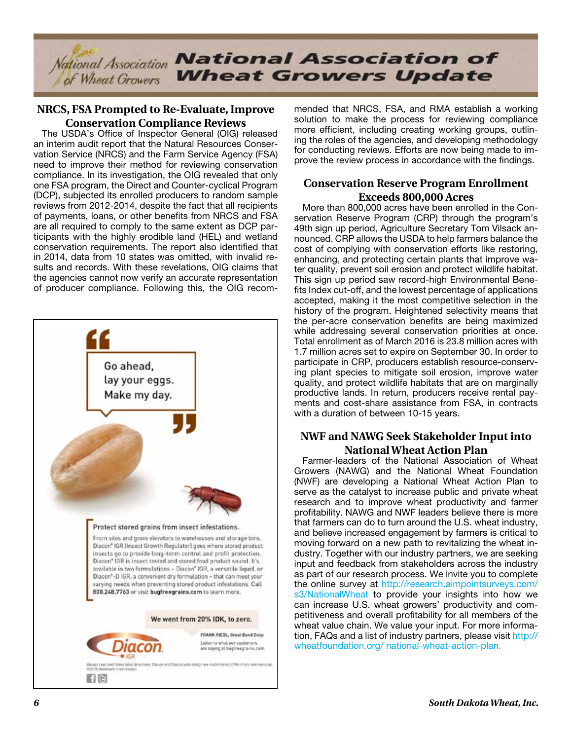# National Association of Wheat Growers Update

## NRCS, FSA Prompted to Re-Evaluate, Improve Conservation Compliance Reviews

The USDA's Office of Inspector General (OIG) released an interim audit report that the Natural Resources Conservation Service (NRCS) and the Farm Service Agency (FSA) need to improve their method for reviewing conservation compliance. In its investigation, the OIG revealed that only one FSA program, the Direct and Counter-cyclical Program (DCP), subjected its enrolled producers to random sample reviews from 2012-2014, despite the fact that all recipients of payments, loans, or other benefits from NRCS and FSA are all required to comply to the same extent as DCP participants with the highly erodible land (HEL) and wetland conservation requirements. The report also identified that in 2014, data from 10 states was omitted, with invalid results and records. With these revelations, OIG claims that the agencies cannot now verify an accurate representation of producer compliance. Following this, the OIG recommended that NRCS, FSA, and RMA establish a working solution to make the process for reviewing compliance more efficient, including creating working groups, outlining the roles of the agencies, and developing methodology for conducting reviews. Efforts are now being made to improve the review process in accordance with the findings.

"Go ahead, lay your eggs. Make my day."

Protect stored grains from insect infestations.

From silos and grain elevators to warehouses and storage bins, Diacon® IGR (Insect Growth Regulator) goes where stored product insects go to provide long-term control and profit protection. Diacon® IGR is insect tested and stored food product sound. It's available in two formulations – Diacon® IGR, a versatile liquid, or Diacon®-D IGR, a convenient dry formulation – that can meet your varying needs when preventing stored product infestations. Call 800.248.7763 or visit **bugfreegrains.com** to learn more.

We went from 20% IDK, to zero.

FRANK RIEDL, Great Bend Coop

Listen to what our customers are saying at bugfreegrains.com

Diacon IGR

Always read and follow label directions. Diacon and Diacon with design are trademarks of Wellmark International. ©2015 Wellmark International.

## Conservation Reserve Program Enrollment Exceeds 800,000 Acres

More than 800,000 acres have been enrolled in the Conservation Reserve Program (CRP) through the program's 49th sign up period, Agriculture Secretary Tom Vilsack announced. CRP allows the USDA to help farmers balance the cost of complying with conservation efforts like restoring, enhancing, and protecting certain plants that improve water quality, prevent soil erosion and protect wildlife habitat. This sign up period saw record-high Environmental Benefits Index cut-off, and the lowest percentage of applications accepted, making it the most competitive selection in the history of the program. Heightened selectivity means that the per-acre conservation benefits are being maximized while addressing several conservation priorities at once. Total enrollment as of March 2016 is 23.8 million acres with 1.7 million acres set to expire on September 30. In order to participate in CRP, producers establish resource-conserving plant species to mitigate soil erosion, improve water quality, and protect wildlife habitats that are on marginally productive lands. In return, producers receive rental payments and cost-share assistance from FSA, in contracts with a duration of between 10-15 years.

## NWF and NAWG Seek Stakeholder Input into National Wheat Action Plan

Farmer-leaders of the National Association of Wheat Growers (NAWG) and the National Wheat Foundation (NWF) are developing a National Wheat Action Plan to serve as the catalyst to increase public and private wheat research and to improve wheat productivity and farmer profitability. NAWG and NWF leaders believe there is more that farmers can do to turn around the U.S. wheat industry, and believe increased engagement by farmers is critical to moving forward on a new path to revitalizing the wheat industry. Together with our industry partners, we are seeking input and feedback from stakeholders across the industry as part of our research process. We invite you to complete the online survey at http://research.aimpointsurveys.com/s3/NationalWheat to provide your insights into how we can increase U.S. wheat growers' productivity and competitiveness and overall profitability for all members of the wheat value chain. We value your input. For more information, FAQs and a list of industry partners, please visit http://wheatfoundation.org/ national-wheat-action-plan.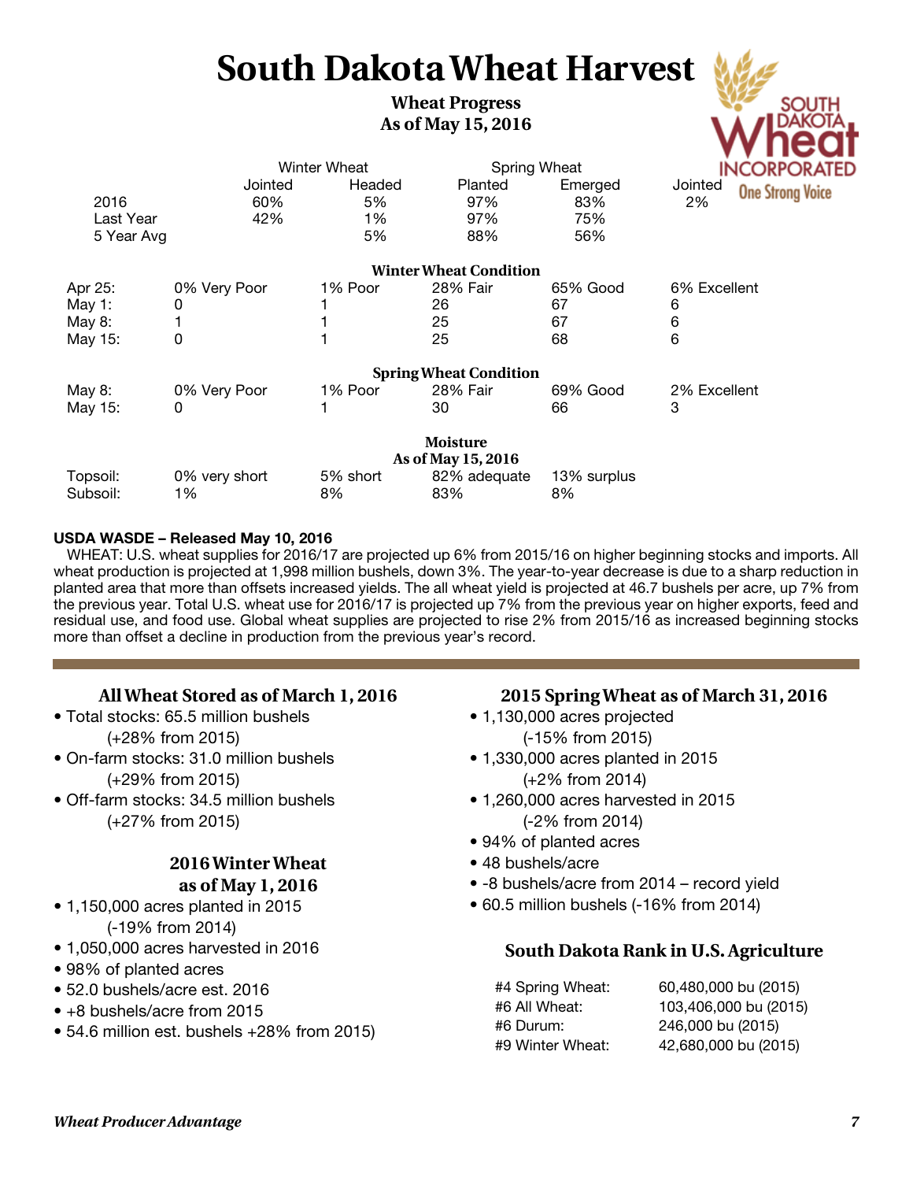# South Dakota Wheat Harvest

## Wheat Progress
### As of May 15, 2016

| | Winter Wheat | | Spring Wheat | | |
|---|---|---|---|---|---|
| | Jointed | Headed | Planted | Emerged | Jointed |
| 2016 | 60% | 5% | 97% | 83% | 2% |
| Last Year | 42% | 1% | 97% | 75% | |
| 5 Year Avg | | 5% | 88% | 56% | |

### Winter Wheat Condition

| | Very Poor | Poor | Fair | Good | Excellent |
|---|---|---|---|---|---|
| Apr 25: | 0% Very Poor | 1% Poor | 28% Fair | 65% Good | 6% Excellent |
| May 1: | 0 | 1 | 26 | 67 | 6 |
| May 8: | 1 | 1 | 25 | 67 | 6 |
| May 15: | 0 | 1 | 25 | 68 | 6 |

### Spring Wheat Condition

| | Very Poor | Poor | Fair | Good | Excellent |
|---|---|---|---|---|---|
| May 8: | 0% Very Poor | 1% Poor | 28% Fair | 69% Good | 2% Excellent |
| May 15: | 0 | 1 | 30 | 66 | 3 |

### Moisture
### As of May 15, 2016

| | Very Short | Short | Adequate | Surplus |
|---|---|---|---|---|
| Topsoil: | 0% very short | 5% short | 82% adequate | 13% surplus |
| Subsoil: | 1% | 8% | 83% | 8% |

**USDA WASDE – Released May 10, 2016**

WHEAT: U.S. wheat supplies for 2016/17 are projected up 6% from 2015/16 on higher beginning stocks and imports. All wheat production is projected at 1,998 million bushels, down 3%. The year-to-year decrease is due to a sharp reduction in planted area that more than offsets increased yields. The all wheat yield is projected at 46.7 bushels per acre, up 7% from the previous year. Total U.S. wheat use for 2016/17 is projected up 7% from the previous year on higher exports, feed and residual use, and food use. Global wheat supplies are projected to rise 2% from 2015/16 as increased beginning stocks more than offset a decline in production from the previous year's record.

### All Wheat Stored as of March 1, 2016

- Total stocks: 65.5 million bushels (+28% from 2015)
- On-farm stocks: 31.0 million bushels (+29% from 2015)
- Off-farm stocks: 34.5 million bushels (+27% from 2015)

### 2016 Winter Wheat as of May 1, 2016

- 1,150,000 acres planted in 2015 (-19% from 2014)
- 1,050,000 acres harvested in 2016
- 98% of planted acres
- 52.0 bushels/acre est. 2016
- +8 bushels/acre from 2015
- 54.6 million est. bushels +28% from 2015)

### 2015 Spring Wheat as of March 31, 2016

- 1,130,000 acres projected (-15% from 2015)
- 1,330,000 acres planted in 2015 (+2% from 2014)
- 1,260,000 acres harvested in 2015 (-2% from 2014)
- 94% of planted acres
- 48 bushels/acre
- -8 bushels/acre from 2014 – record yield
- 60.5 million bushels (-16% from 2014)

### South Dakota Rank in U.S. Agriculture

| | |
|---|---|
| #4 Spring Wheat: | 60,480,000 bu (2015) |
| #6 All Wheat: | 103,406,000 bu (2015) |
| #6 Durum: | 246,000 bu (2015) |
| #9 Winter Wheat: | 42,680,000 bu (2015) |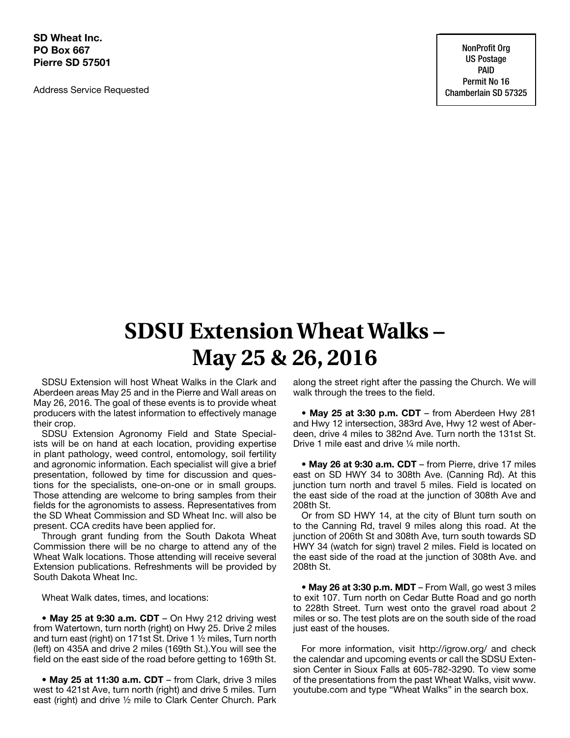**SD Wheat Inc.**
**PO Box 667**
**Pierre SD 57501**

Address Service Requested

NonProfit Org
US Postage
PAID
Permit No 16
Chamberlain SD 57325

# SDSU Extension Wheat Walks – May 25 & 26, 2016

SDSU Extension will host Wheat Walks in the Clark and Aberdeen areas May 25 and in the Pierre and Wall areas on May 26, 2016. The goal of these events is to provide wheat producers with the latest information to effectively manage their crop.

SDSU Extension Agronomy Field and State Specialists will be on hand at each location, providing expertise in plant pathology, weed control, entomology, soil fertility and agronomic information. Each specialist will give a brief presentation, followed by time for discussion and questions for the specialists, one-on-one or in small groups. Those attending are welcome to bring samples from their fields for the agronomists to assess. Representatives from the SD Wheat Commission and SD Wheat Inc. will also be present. CCA credits have been applied for.

Through grant funding from the South Dakota Wheat Commission there will be no charge to attend any of the Wheat Walk locations. Those attending will receive several Extension publications. Refreshments will be provided by South Dakota Wheat Inc.

Wheat Walk dates, times, and locations:

- **May 25 at 9:30 a.m. CDT** – On Hwy 212 driving west from Watertown, turn north (right) on Hwy 25. Drive 2 miles and turn east (right) on 171st St. Drive 1 ½ miles, Turn north (left) on 435A and drive 2 miles (169th St.).You will see the field on the east side of the road before getting to 169th St.

- **May 25 at 11:30 a.m. CDT** – from Clark, drive 3 miles west to 421st Ave, turn north (right) and drive 5 miles. Turn east (right) and drive ½ mile to Clark Center Church. Park along the street right after the passing the Church. We will walk through the trees to the field.

- **May 25 at 3:30 p.m. CDT** – from Aberdeen Hwy 281 and Hwy 12 intersection, 383rd Ave, Hwy 12 west of Aberdeen, drive 4 miles to 382nd Ave. Turn north the 131st St. Drive 1 mile east and drive ¼ mile north.

- **May 26 at 9:30 a.m. CDT** – from Pierre, drive 17 miles east on SD HWY 34 to 308th Ave. (Canning Rd). At this junction turn north and travel 5 miles. Field is located on the east side of the road at the junction of 308th Ave and 208th St.

  Or from SD HWY 14, at the city of Blunt turn south on to the Canning Rd, travel 9 miles along this road. At the junction of 206th St and 308th Ave, turn south towards SD HWY 34 (watch for sign) travel 2 miles. Field is located on the east side of the road at the junction of 308th Ave. and 208th St.

- **May 26 at 3:30 p.m. MDT** – From Wall, go west 3 miles to exit 107. Turn north on Cedar Butte Road and go north to 228th Street. Turn west onto the gravel road about 2 miles or so. The test plots are on the south side of the road just east of the houses.

For more information, visit http://igrow.org/ and check the calendar and upcoming events or call the SDSU Extension Center in Sioux Falls at 605-782-3290. To view some of the presentations from the past Wheat Walks, visit www.youtube.com and type "Wheat Walks" in the search box.